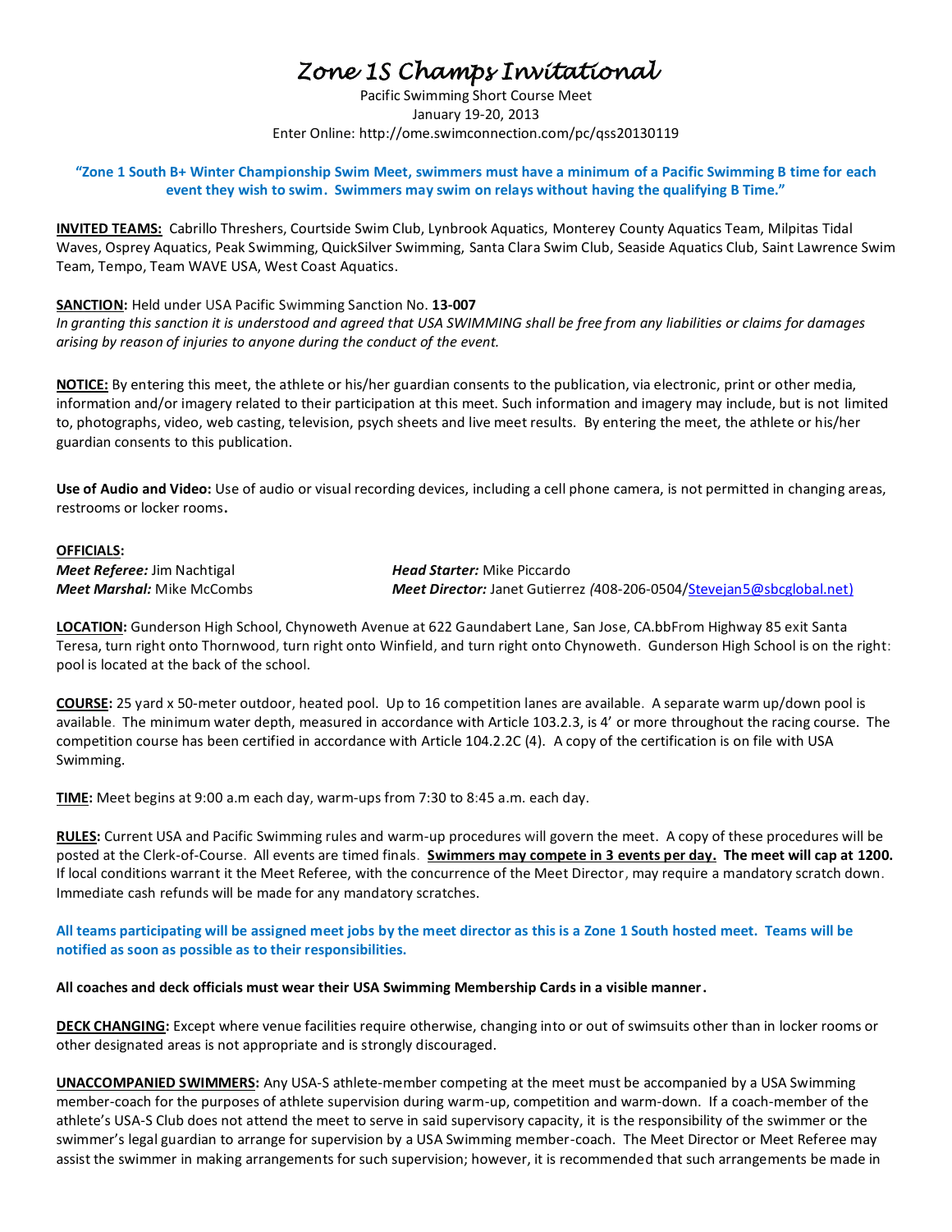# Zone 1S Champs Invitational

Pacific Swimming Short Course Meet
January 19-20, 2013
Enter Online: http://ome.swimconnection.com/pc/qss20130119

**"Zone 1 South B+ Winter Championship Swim Meet, swimmers must have a minimum of a Pacific Swimming B time for each event they wish to swim. Swimmers may swim on relays without having the qualifying B Time."**

**INVITED TEAMS:** Cabrillo Threshers, Courtside Swim Club, Lynbrook Aquatics, Monterey County Aquatics Team, Milpitas Tidal Waves, Osprey Aquatics, Peak Swimming, QuickSilver Swimming, Santa Clara Swim Club, Seaside Aquatics Club, Saint Lawrence Swim Team, Tempo, Team WAVE USA, West Coast Aquatics.

**SANCTION:** Held under USA Pacific Swimming Sanction No. **13-007**
*In granting this sanction it is understood and agreed that USA SWIMMING shall be free from any liabilities or claims for damages arising by reason of injuries to anyone during the conduct of the event.*

**NOTICE:** By entering this meet, the athlete or his/her guardian consents to the publication, via electronic, print or other media, information and/or imagery related to their participation at this meet. Such information and imagery may include, but is not limited to, photographs, video, web casting, television, psych sheets and live meet results. By entering the meet, the athlete or his/her guardian consents to this publication.

**Use of Audio and Video:** Use of audio or visual recording devices, including a cell phone camera, is not permitted in changing areas, restrooms or locker rooms**.**

**OFFICIALS:**

***Meet Referee:*** Jim Nachtigal
***Meet Marshal:*** Mike McCombs
***Head Starter:*** Mike Piccardo
***Meet Director:*** Janet Gutierrez *(*408-206-0504/Stevejan5@sbcglobal.net)

**LOCATION:** Gunderson High School, Chynoweth Avenue at 622 Gaundabert Lane, San Jose, CA.bbFrom Highway 85 exit Santa Teresa, turn right onto Thornwood, turn right onto Winfield, and turn right onto Chynoweth. Gunderson High School is on the right: pool is located at the back of the school.

**COURSE:** 25 yard x 50-meter outdoor, heated pool. Up to 16 competition lanes are available. A separate warm up/down pool is available. The minimum water depth, measured in accordance with Article 103.2.3, is 4' or more throughout the racing course. The competition course has been certified in accordance with Article 104.2.2C (4). A copy of the certification is on file with USA Swimming.

**TIME:** Meet begins at 9:00 a.m each day, warm-ups from 7:30 to 8:45 a.m. each day.

**RULES:** Current USA and Pacific Swimming rules and warm-up procedures will govern the meet. A copy of these procedures will be posted at the Clerk-of-Course. All events are timed finals. **Swimmers may compete in 3 events per day. The meet will cap at 1200.** If local conditions warrant it the Meet Referee, with the concurrence of the Meet Director, may require a mandatory scratch down. Immediate cash refunds will be made for any mandatory scratches.

**All teams participating will be assigned meet jobs by the meet director as this is a Zone 1 South hosted meet. Teams will be notified as soon as possible as to their responsibilities.**

**All coaches and deck officials must wear their USA Swimming Membership Cards in a visible manner.**

**DECK CHANGING:** Except where venue facilities require otherwise, changing into or out of swimsuits other than in locker rooms or other designated areas is not appropriate and is strongly discouraged.

**UNACCOMPANIED SWIMMERS:** Any USA-S athlete-member competing at the meet must be accompanied by a USA Swimming member-coach for the purposes of athlete supervision during warm-up, competition and warm-down. If a coach-member of the athlete's USA-S Club does not attend the meet to serve in said supervisory capacity, it is the responsibility of the swimmer or the swimmer's legal guardian to arrange for supervision by a USA Swimming member-coach. The Meet Director or Meet Referee may assist the swimmer in making arrangements for such supervision; however, it is recommended that such arrangements be made in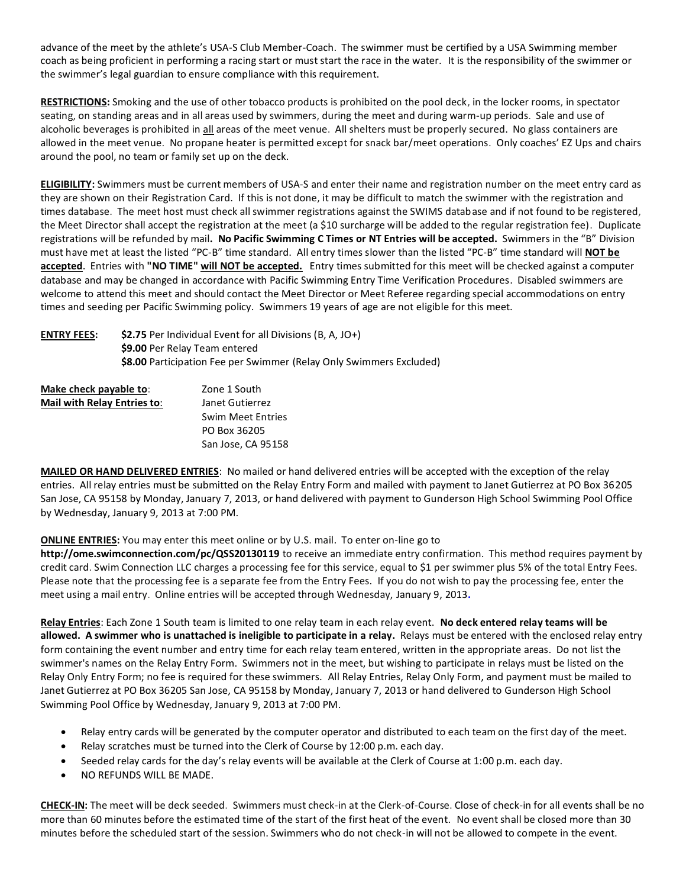advance of the meet by the athlete's USA-S Club Member-Coach. The swimmer must be certified by a USA Swimming member coach as being proficient in performing a racing start or must start the race in the water. It is the responsibility of the swimmer or the swimmer's legal guardian to ensure compliance with this requirement.

**RESTRICTIONS:** Smoking and the use of other tobacco products is prohibited on the pool deck, in the locker rooms, in spectator seating, on standing areas and in all areas used by swimmers, during the meet and during warm-up periods. Sale and use of alcoholic beverages is prohibited in all areas of the meet venue. All shelters must be properly secured. No glass containers are allowed in the meet venue. No propane heater is permitted except for snack bar/meet operations. Only coaches' EZ Ups and chairs around the pool, no team or family set up on the deck.

**ELIGIBILITY:** Swimmers must be current members of USA-S and enter their name and registration number on the meet entry card as they are shown on their Registration Card. If this is not done, it may be difficult to match the swimmer with the registration and times database. The meet host must check all swimmer registrations against the SWIMS database and if not found to be registered, the Meet Director shall accept the registration at the meet (a $10 surcharge will be added to the regular registration fee). Duplicate registrations will be refunded by mail**. No Pacific Swimming C Times or NT Entries will be accepted.** Swimmers in the "B" Division must have met at least the listed "PC-B" time standard. All entry times slower than the listed "PC-B" time standard will **NOT be accepted**. Entries with **"NO TIME" will NOT be accepted.** Entry times submitted for this meet will be checked against a computer database and may be changed in accordance with Pacific Swimming Entry Time Verification Procedures. Disabled swimmers are welcome to attend this meet and should contact the Meet Director or Meet Referee regarding special accommodations on entry times and seeding per Pacific Swimming policy. Swimmers 19 years of age are not eligible for this meet.

**ENTRY FEES:** **$2.75** Per Individual Event for all Divisions (B, A, JO+)
**$9.00** Per Relay Team entered
**$8.00** Participation Fee per Swimmer (Relay Only Swimmers Excluded)

**Make check payable to**: Zone 1 South
**Mail with Relay Entries to**: Janet Gutierrez
Swim Meet Entries
PO Box 36205
San Jose, CA 95158

**MAILED OR HAND DELIVERED ENTRIES**: No mailed or hand delivered entries will be accepted with the exception of the relay entries. All relay entries must be submitted on the Relay Entry Form and mailed with payment to Janet Gutierrez at PO Box 36205 San Jose, CA 95158 by Monday, January 7, 2013, or hand delivered with payment to Gunderson High School Swimming Pool Office by Wednesday, January 9, 2013 at 7:00 PM.

**ONLINE ENTRIES:** You may enter this meet online or by U.S. mail. To enter on-line go to **http://ome.swimconnection.com/pc/QSS20130119** to receive an immediate entry confirmation. This method requires payment by credit card. Swim Connection LLC charges a processing fee for this service, equal to $1 per swimmer plus 5% of the total Entry Fees. Please note that the processing fee is a separate fee from the Entry Fees. If you do not wish to pay the processing fee, enter the meet using a mail entry. Online entries will be accepted through Wednesday, January 9, 2013.

**Relay Entries**: Each Zone 1 South team is limited to one relay team in each relay event. **No deck entered relay teams will be allowed. A swimmer who is unattached is ineligible to participate in a relay.** Relays must be entered with the enclosed relay entry form containing the event number and entry time for each relay team entered, written in the appropriate areas. Do not list the swimmer's names on the Relay Entry Form. Swimmers not in the meet, but wishing to participate in relays must be listed on the Relay Only Entry Form; no fee is required for these swimmers. All Relay Entries, Relay Only Form, and payment must be mailed to Janet Gutierrez at PO Box 36205 San Jose, CA 95158 by Monday, January 7, 2013 or hand delivered to Gunderson High School Swimming Pool Office by Wednesday, January 9, 2013 at 7:00 PM.

- Relay entry cards will be generated by the computer operator and distributed to each team on the first day of the meet.
- Relay scratches must be turned into the Clerk of Course by 12:00 p.m. each day.
- Seeded relay cards for the day's relay events will be available at the Clerk of Course at 1:00 p.m. each day.
- NO REFUNDS WILL BE MADE.

**CHECK-IN:** The meet will be deck seeded. Swimmers must check-in at the Clerk-of-Course. Close of check-in for all events shall be no more than 60 minutes before the estimated time of the start of the first heat of the event. No event shall be closed more than 30 minutes before the scheduled start of the session. Swimmers who do not check-in will not be allowed to compete in the event.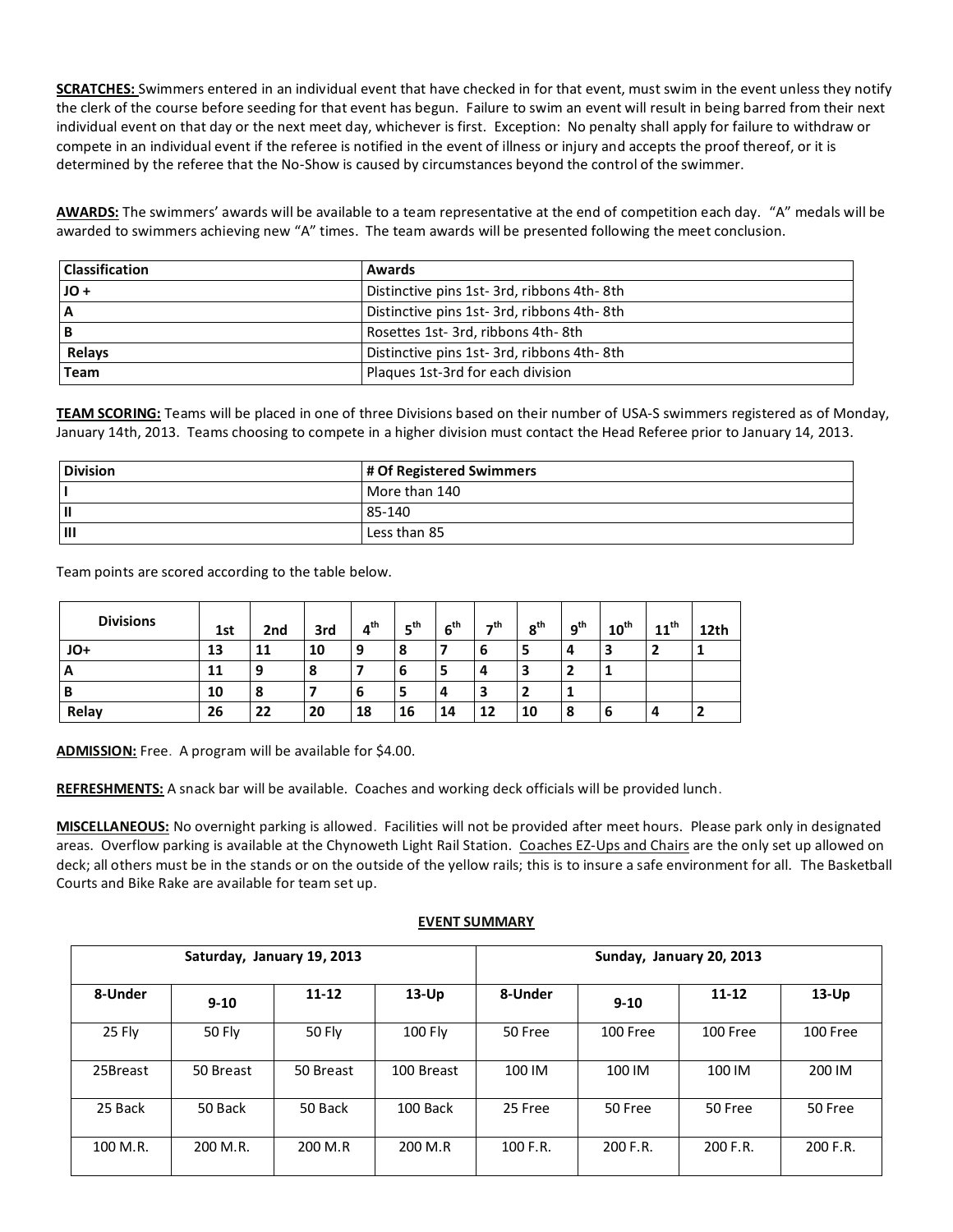**SCRATCHES:** Swimmers entered in an individual event that have checked in for that event, must swim in the event unless they notify the clerk of the course before seeding for that event has begun. Failure to swim an event will result in being barred from their next individual event on that day or the next meet day, whichever is first. Exception: No penalty shall apply for failure to withdraw or compete in an individual event if the referee is notified in the event of illness or injury and accepts the proof thereof, or it is determined by the referee that the No-Show is caused by circumstances beyond the control of the swimmer.

**AWARDS:** The swimmers' awards will be available to a team representative at the end of competition each day. "A" medals will be awarded to swimmers achieving new "A" times. The team awards will be presented following the meet conclusion.

| Classification | Awards |
|---|---|
| JO + | Distinctive pins 1st- 3rd, ribbons 4th- 8th |
| A | Distinctive pins 1st- 3rd, ribbons 4th- 8th |
| B | Rosettes 1st- 3rd, ribbons 4th- 8th |
| Relays | Distinctive pins 1st- 3rd, ribbons 4th- 8th |
| Team | Plaques 1st-3rd for each division |

**TEAM SCORING:** Teams will be placed in one of three Divisions based on their number of USA-S swimmers registered as of Monday, January 14th, 2013. Teams choosing to compete in a higher division must contact the Head Referee prior to January 14, 2013.

| Division | # Of Registered Swimmers |
|---|---|
| I | More than 140 |
| II | 85-140 |
| III | Less than 85 |

Team points are scored according to the table below.

| Divisions | 1st | 2nd | 3rd | 4th | 5th | 6th | 7th | 8th | 9th | 10th | 11th | 12th |
|---|---|---|---|---|---|---|---|---|---|---|---|---|
| JO+ | 13 | 11 | 10 | 9 | 8 | 7 | 6 | 5 | 4 | 3 | 2 | 1 |
| A | 11 | 9 | 8 | 7 | 6 | 5 | 4 | 3 | 2 | 1 | | |
| B | 10 | 8 | 7 | 6 | 5 | 4 | 3 | 2 | 1 | | | |
| Relay | 26 | 22 | 20 | 18 | 16 | 14 | 12 | 10 | 8 | 6 | 4 | 2 |

**ADMISSION:** Free. A program will be available for $4.00.

**REFRESHMENTS:** A snack bar will be available. Coaches and working deck officials will be provided lunch.

**MISCELLANEOUS:** No overnight parking is allowed. Facilities will not be provided after meet hours. Please park only in designated areas. Overflow parking is available at the Chynoweth Light Rail Station. Coaches EZ-Ups and Chairs are the only set up allowed on deck; all others must be in the stands or on the outside of the yellow rails; this is to insure a safe environment for all. The Basketball Courts and Bike Rake are available for team set up.

**EVENT SUMMARY**

| Saturday, January 19, 2013 | | | | Sunday, January 20, 2013 | | | |
|---|---|---|---|---|---|---|---|
| 8-Under | 9-10 | 11-12 | 13-Up | 8-Under | 9-10 | 11-12 | 13-Up |
| 25 Fly | 50 Fly | 50 Fly | 100 Fly | 50 Free | 100 Free | 100 Free | 100 Free |
| 25Breast | 50 Breast | 50 Breast | 100 Breast | 100 IM | 100 IM | 100 IM | 200 IM |
| 25 Back | 50 Back | 50 Back | 100 Back | 25 Free | 50 Free | 50 Free | 50 Free |
| 100 M.R. | 200 M.R. | 200 M.R | 200 M.R | 100 F.R. | 200 F.R. | 200 F.R. | 200 F.R. |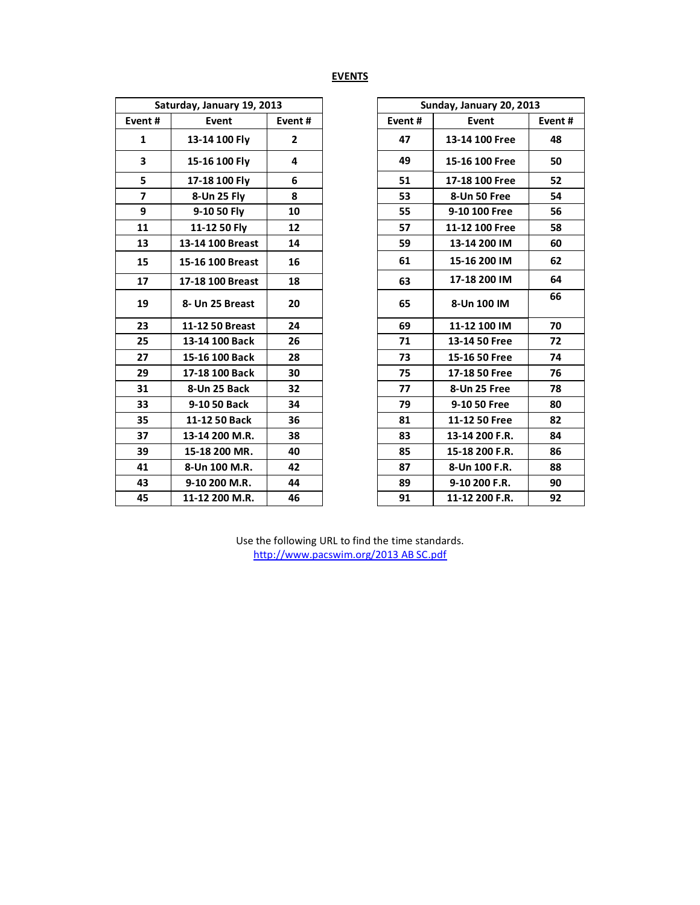**EVENTS**

| Saturday, January 19, 2013 | | |
|---|---|---|
| Event # | Event | Event # |
| 1 | 13-14 100 Fly | 2 |
| 3 | 15-16 100 Fly | 4 |
| 5 | 17-18 100 Fly | 6 |
| 7 | 8-Un 25 Fly | 8 |
| 9 | 9-10 50 Fly | 10 |
| 11 | 11-12 50 Fly | 12 |
| 13 | 13-14 100 Breast | 14 |
| 15 | 15-16 100 Breast | 16 |
| 17 | 17-18 100 Breast | 18 |
| 19 | 8- Un 25 Breast | 20 |
| 23 | 11-12 50 Breast | 24 |
| 25 | 13-14 100 Back | 26 |
| 27 | 15-16 100 Back | 28 |
| 29 | 17-18 100 Back | 30 |
| 31 | 8-Un 25 Back | 32 |
| 33 | 9-10 50 Back | 34 |
| 35 | 11-12 50 Back | 36 |
| 37 | 13-14 200 M.R. | 38 |
| 39 | 15-18 200 MR. | 40 |
| 41 | 8-Un 100 M.R. | 42 |
| 43 | 9-10 200 M.R. | 44 |
| 45 | 11-12 200 M.R. | 46 |

| Sunday, January 20, 2013 | | |
|---|---|---|
| Event # | Event | Event # |
| 47 | 13-14 100 Free | 48 |
| 49 | 15-16 100 Free | 50 |
| 51 | 17-18 100 Free | 52 |
| 53 | 8-Un 50 Free | 54 |
| 55 | 9-10 100 Free | 56 |
| 57 | 11-12 100 Free | 58 |
| 59 | 13-14 200 IM | 60 |
| 61 | 15-16 200 IM | 62 |
| 63 | 17-18 200 IM | 64 |
| 65 | 8-Un 100 IM | 66 |
| 69 | 11-12 100 IM | 70 |
| 71 | 13-14 50 Free | 72 |
| 73 | 15-16 50 Free | 74 |
| 75 | 17-18 50 Free | 76 |
| 77 | 8-Un 25 Free | 78 |
| 79 | 9-10 50 Free | 80 |
| 81 | 11-12 50 Free | 82 |
| 83 | 13-14 200 F.R. | 84 |
| 85 | 15-18 200 F.R. | 86 |
| 87 | 8-Un 100 F.R. | 88 |
| 89 | 9-10 200 F.R. | 90 |
| 91 | 11-12 200 F.R. | 92 |

Use the following URL to find the time standards.
http://www.pacswim.org/2013 AB SC.pdf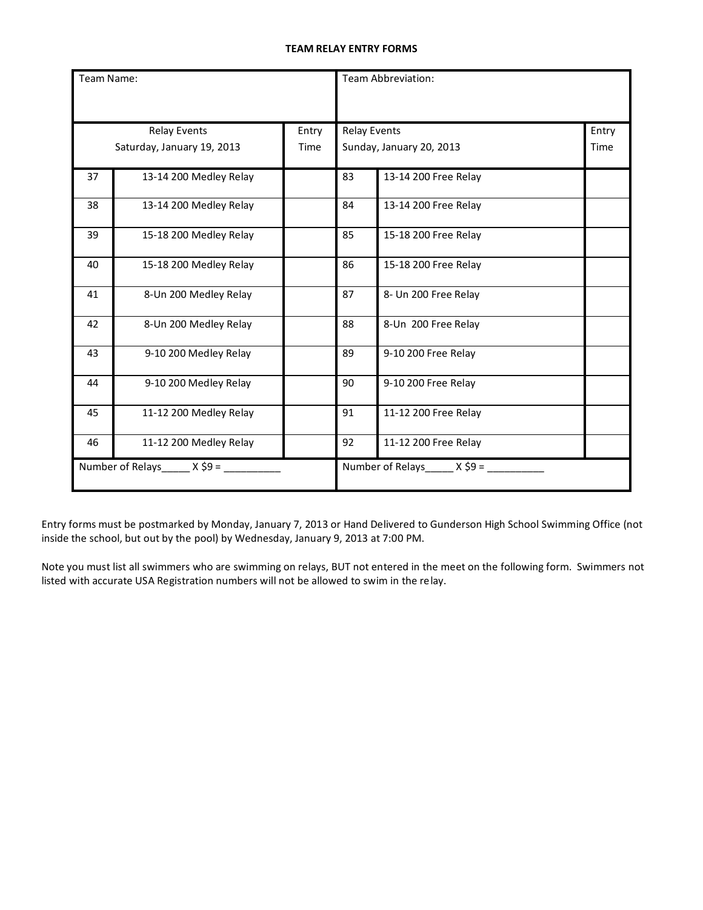# TEAM RELAY ENTRY FORMS

| Team Name: | | | Team Abbreviation: | | |
|---|---|---|---|---|---|
| Relay Events Saturday, January 19, 2013 | | Entry Time | Relay Events Sunday, January 20, 2013 | | Entry Time |
| 37 | 13-14 200 Medley Relay | | 83 | 13-14 200 Free Relay | |
| 38 | 13-14 200 Medley Relay | | 84 | 13-14 200 Free Relay | |
| 39 | 15-18 200 Medley Relay | | 85 | 15-18 200 Free Relay | |
| 40 | 15-18 200 Medley Relay | | 86 | 15-18 200 Free Relay | |
| 41 | 8-Un 200 Medley Relay | | 87 | 8- Un 200 Free Relay | |
| 42 | 8-Un 200 Medley Relay | | 88 | 8-Un 200 Free Relay | |
| 43 | 9-10 200 Medley Relay | | 89 | 9-10 200 Free Relay | |
| 44 | 9-10 200 Medley Relay | | 90 | 9-10 200 Free Relay | |
| 45 | 11-12 200 Medley Relay | | 91 | 11-12 200 Free Relay | |
| 46 | 11-12 200 Medley Relay | | 92 | 11-12 200 Free Relay | |
| Number of Relays_____ X $9 = __________ | | | Number of Relays_____ X $9 = __________ | | |

Entry forms must be postmarked by Monday, January 7, 2013 or Hand Delivered to Gunderson High School Swimming Office (not inside the school, but out by the pool) by Wednesday, January 9, 2013 at 7:00 PM.

Note you must list all swimmers who are swimming on relays, BUT not entered in the meet on the following form. Swimmers not listed with accurate USA Registration numbers will not be allowed to swim in the relay.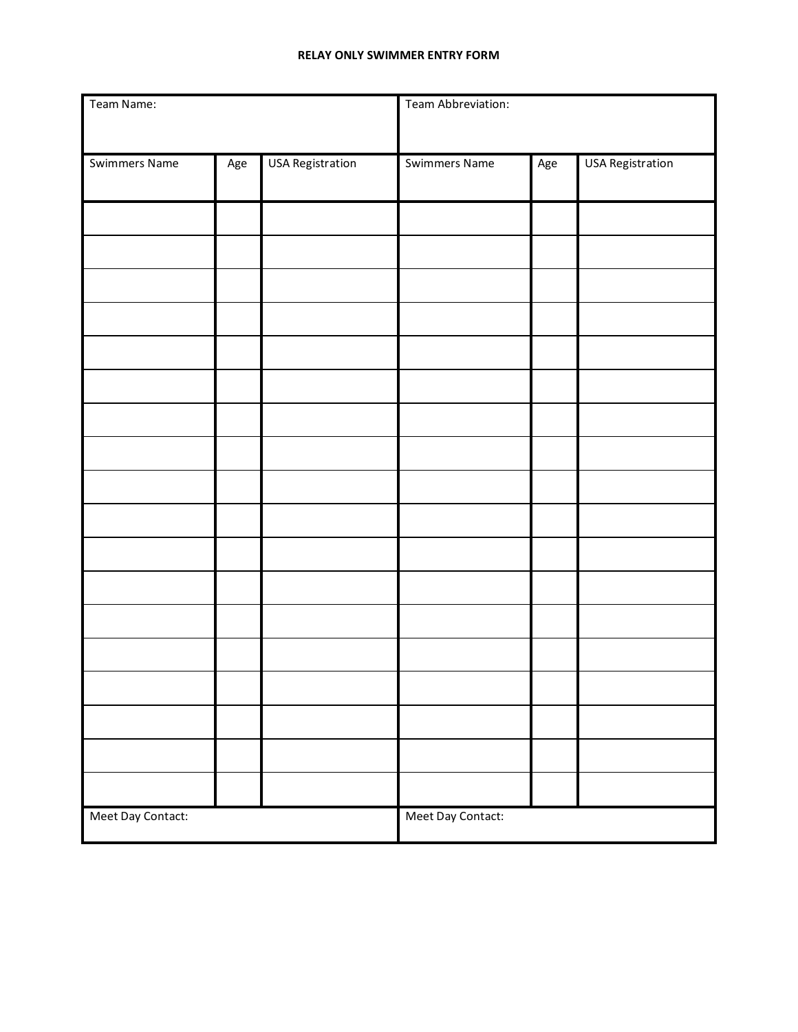**RELAY ONLY SWIMMER ENTRY FORM**

| Team Name: | | | Team Abbreviation: | | |
|---|---|---|---|---|---|
| Swimmers Name | Age | USA Registration | Swimmers Name | Age | USA Registration |
| | | | | | |
| | | | | | |
| | | | | | |
| | | | | | |
| | | | | | |
| | | | | | |
| | | | | | |
| | | | | | |
| | | | | | |
| | | | | | |
| | | | | | |
| | | | | | |
| | | | | | |
| | | | | | |
| | | | | | |
| | | | | | |
| | | | | | |
| | | | | | |
| Meet Day Contact: | | | Meet Day Contact: | | |